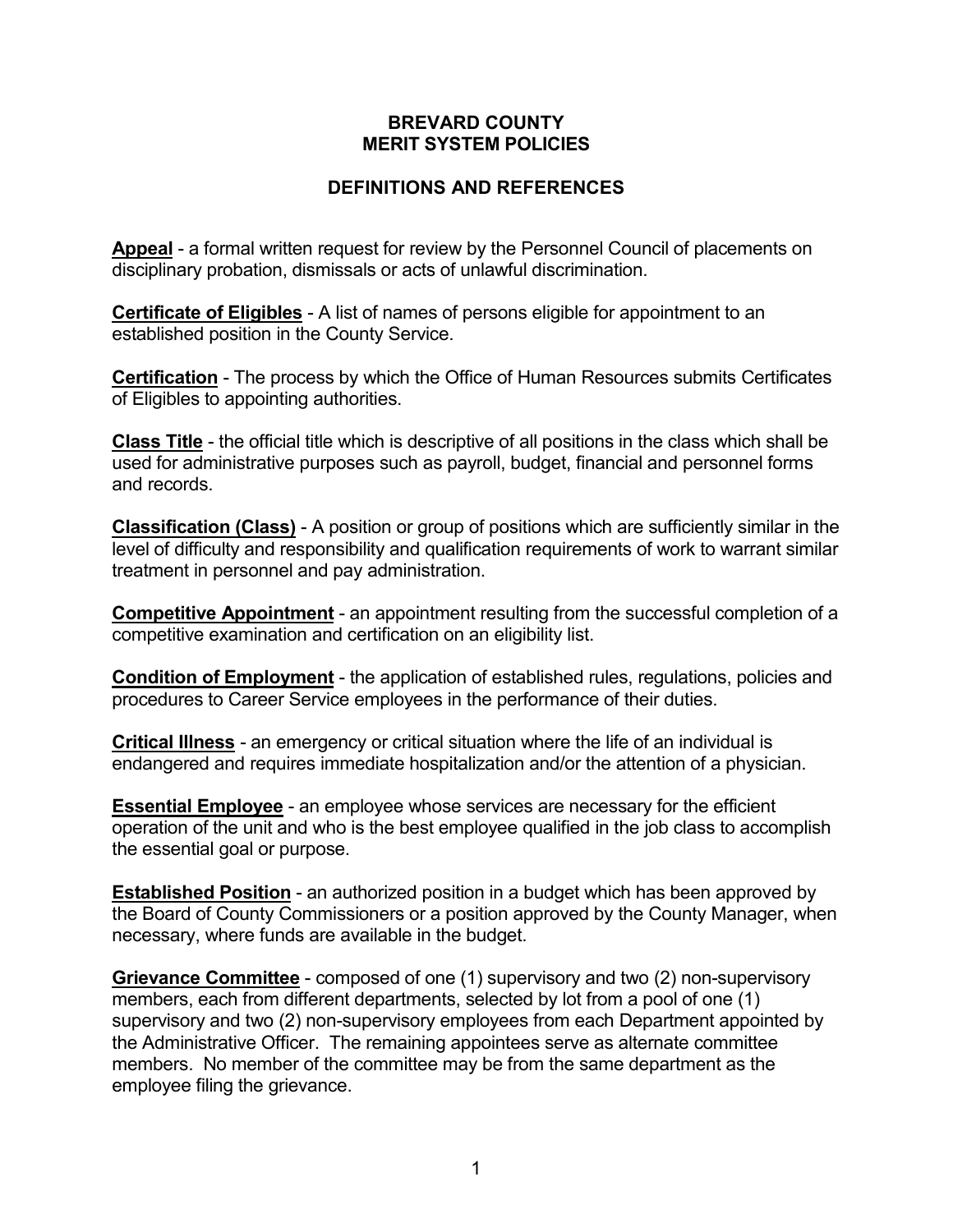# BREVARD COUNTY
# MERIT SYSTEM POLICIES

## DEFINITIONS AND REFERENCES

**Appeal** - a formal written request for review by the Personnel Council of placements on disciplinary probation, dismissals or acts of unlawful discrimination.

**Certificate of Eligibles** - A list of names of persons eligible for appointment to an established position in the County Service.

**Certification** - The process by which the Office of Human Resources submits Certificates of Eligibles to appointing authorities.

**Class Title** - the official title which is descriptive of all positions in the class which shall be used for administrative purposes such as payroll, budget, financial and personnel forms and records.

**Classification (Class)** - A position or group of positions which are sufficiently similar in the level of difficulty and responsibility and qualification requirements of work to warrant similar treatment in personnel and pay administration.

**Competitive Appointment** - an appointment resulting from the successful completion of a competitive examination and certification on an eligibility list.

**Condition of Employment** - the application of established rules, regulations, policies and procedures to Career Service employees in the performance of their duties.

**Critical Illness** - an emergency or critical situation where the life of an individual is endangered and requires immediate hospitalization and/or the attention of a physician.

**Essential Employee** - an employee whose services are necessary for the efficient operation of the unit and who is the best employee qualified in the job class to accomplish the essential goal or purpose.

**Established Position** - an authorized position in a budget which has been approved by the Board of County Commissioners or a position approved by the County Manager, when necessary, where funds are available in the budget.

**Grievance Committee** - composed of one (1) supervisory and two (2) non-supervisory members, each from different departments, selected by lot from a pool of one (1) supervisory and two (2) non-supervisory employees from each Department appointed by the Administrative Officer. The remaining appointees serve as alternate committee members. No member of the committee may be from the same department as the employee filing the grievance.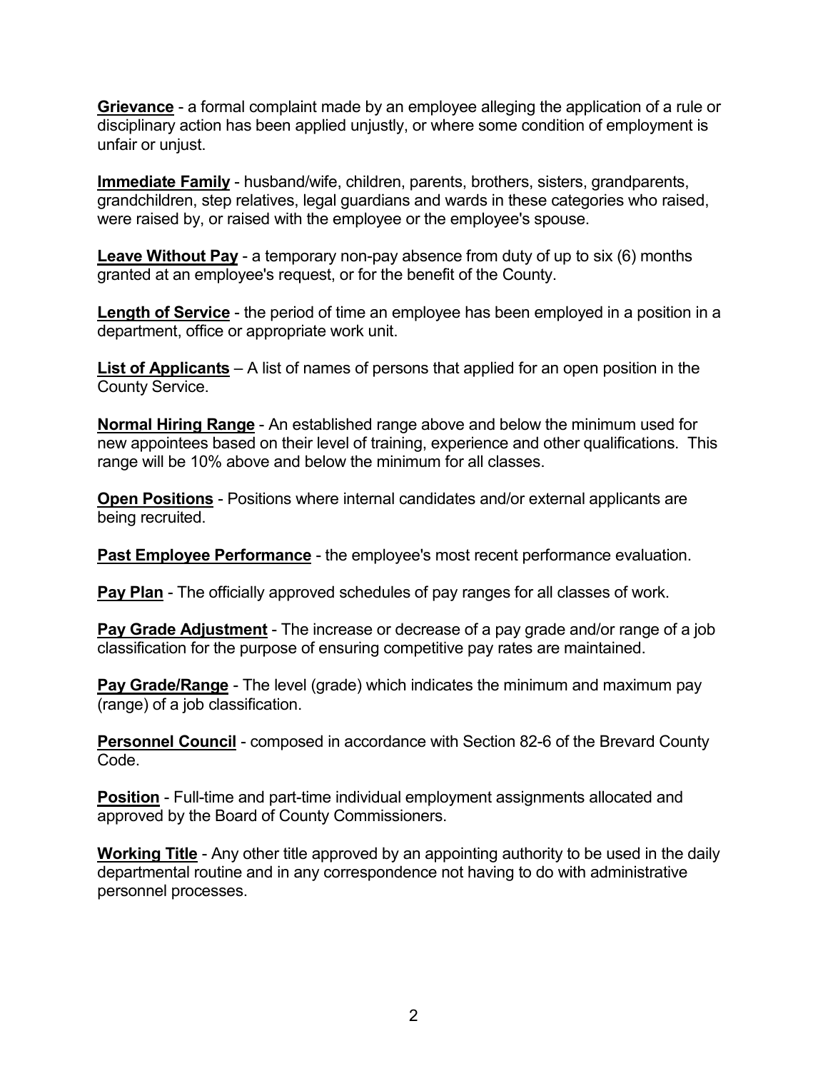**Grievance** - a formal complaint made by an employee alleging the application of a rule or disciplinary action has been applied unjustly, or where some condition of employment is unfair or unjust.

**Immediate Family** - husband/wife, children, parents, brothers, sisters, grandparents, grandchildren, step relatives, legal guardians and wards in these categories who raised, were raised by, or raised with the employee or the employee's spouse.

**Leave Without Pay** - a temporary non-pay absence from duty of up to six (6) months granted at an employee's request, or for the benefit of the County.

**Length of Service** - the period of time an employee has been employed in a position in a department, office or appropriate work unit.

**List of Applicants** – A list of names of persons that applied for an open position in the County Service.

**Normal Hiring Range** - An established range above and below the minimum used for new appointees based on their level of training, experience and other qualifications. This range will be 10% above and below the minimum for all classes.

**Open Positions** - Positions where internal candidates and/or external applicants are being recruited.

**Past Employee Performance** - the employee's most recent performance evaluation.

**Pay Plan** - The officially approved schedules of pay ranges for all classes of work.

**Pay Grade Adjustment** - The increase or decrease of a pay grade and/or range of a job classification for the purpose of ensuring competitive pay rates are maintained.

**Pay Grade/Range** - The level (grade) which indicates the minimum and maximum pay (range) of a job classification.

**Personnel Council** - composed in accordance with Section 82-6 of the Brevard County Code.

**Position** - Full-time and part-time individual employment assignments allocated and approved by the Board of County Commissioners.

**Working Title** - Any other title approved by an appointing authority to be used in the daily departmental routine and in any correspondence not having to do with administrative personnel processes.